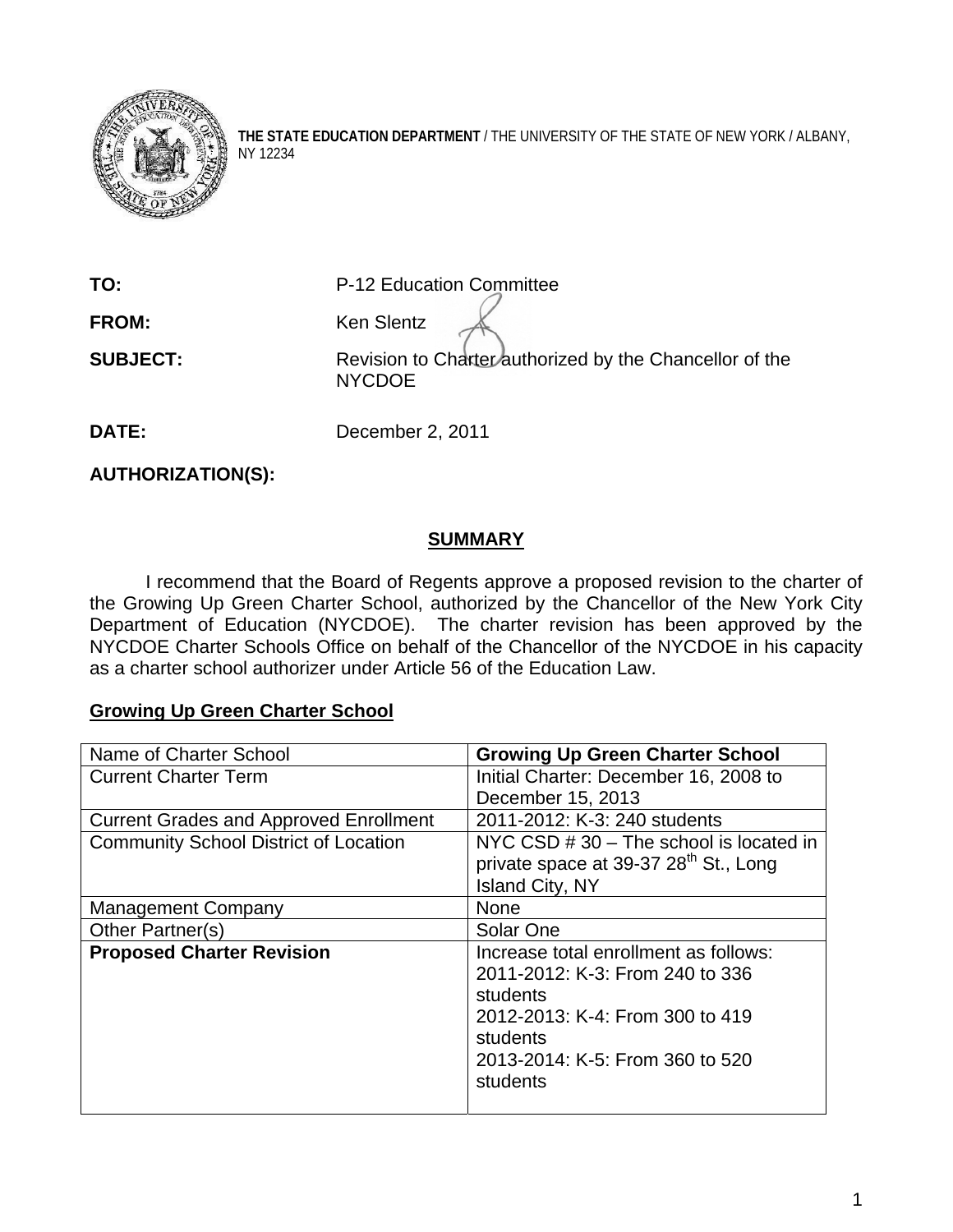**THE STATE EDUCATION DEPARTMENT** / THE UNIVERSITY OF THE STATE OF NEW YORK / ALBANY, NY 12234

**TO:** P-12 Education Committee

**FROM:** Ken Slentz

**SUBJECT:** Revision to Charter authorized by the Chancellor of the NYCDOE

**DATE:** December 2, 2011

**AUTHORIZATION(S):**

## SUMMARY

I recommend that the Board of Regents approve a proposed revision to the charter of the Growing Up Green Charter School, authorized by the Chancellor of the New York City Department of Education (NYCDOE). The charter revision has been approved by the NYCDOE Charter Schools Office on behalf of the Chancellor of the NYCDOE in his capacity as a charter school authorizer under Article 56 of the Education Law.

**Growing Up Green Charter School**

| Name of Charter School | **Growing Up Green Charter School** |
|---|---|
| Current Charter Term | Initial Charter: December 16, 2008 to December 15, 2013 |
| Current Grades and Approved Enrollment | 2011-2012: K-3: 240 students |
| Community School District of Location | NYC CSD # 30 – The school is located in private space at 39-37 28th St., Long Island City, NY |
| Management Company | None |
| Other Partner(s) | Solar One |
| **Proposed Charter Revision** | Increase total enrollment as follows:<br>2011-2012: K-3: From 240 to 336 students<br>2012-2013: K-4: From 300 to 419 students<br>2013-2014: K-5: From 360 to 520 students |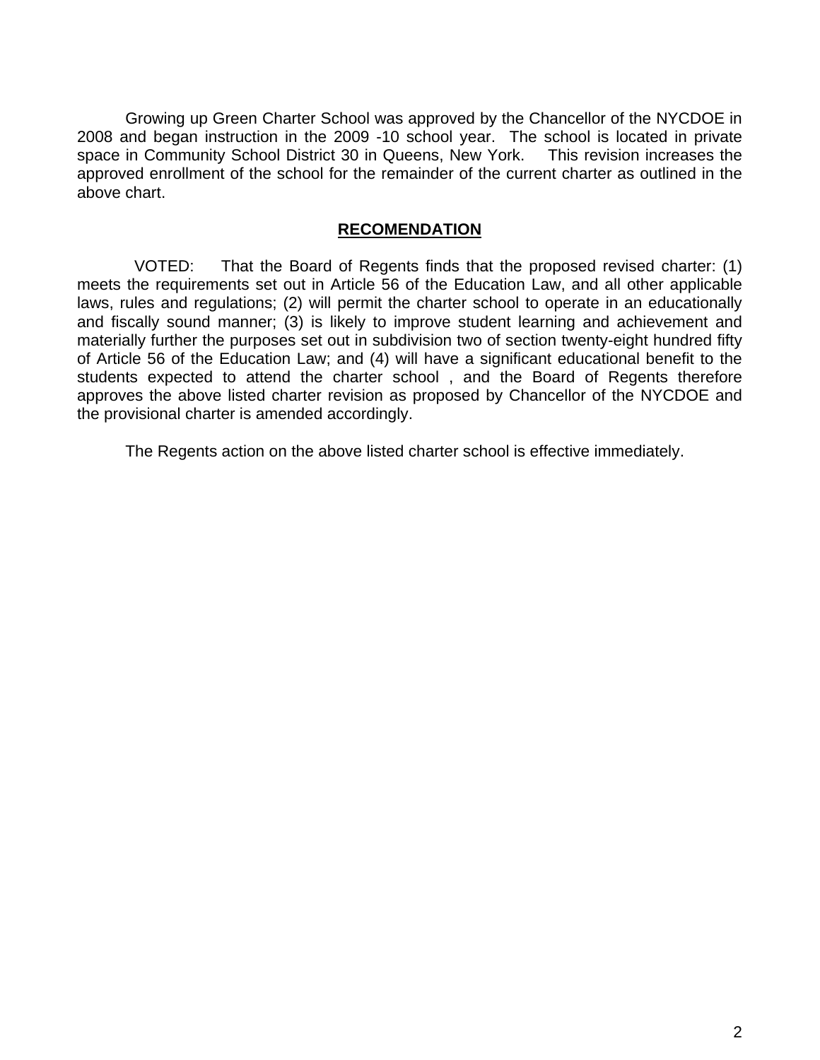Growing up Green Charter School was approved by the Chancellor of the NYCDOE in 2008 and began instruction in the 2009 -10 school year. The school is located in private space in Community School District 30 in Queens, New York. This revision increases the approved enrollment of the school for the remainder of the current charter as outlined in the above chart.

## RECOMENDATION

VOTED: That the Board of Regents finds that the proposed revised charter: (1) meets the requirements set out in Article 56 of the Education Law, and all other applicable laws, rules and regulations; (2) will permit the charter school to operate in an educationally and fiscally sound manner; (3) is likely to improve student learning and achievement and materially further the purposes set out in subdivision two of section twenty-eight hundred fifty of Article 56 of the Education Law; and (4) will have a significant educational benefit to the students expected to attend the charter school , and the Board of Regents therefore approves the above listed charter revision as proposed by Chancellor of the NYCDOE and the provisional charter is amended accordingly.

The Regents action on the above listed charter school is effective immediately.